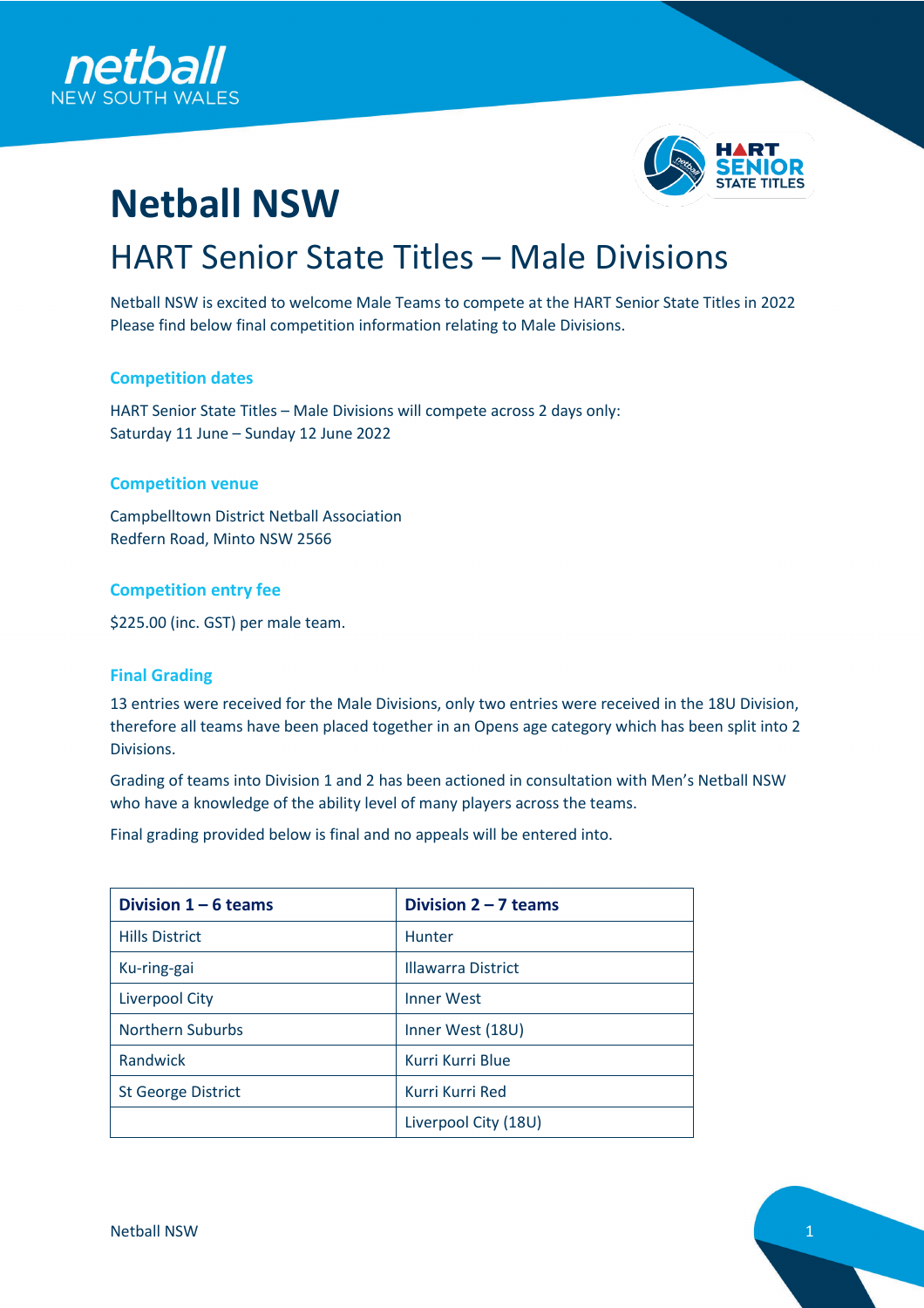# Netball NSW

## HART Senior State Titles – Male Divisions

Netball NSW is excited to welcome Male Teams to compete at the HART Senior State Titles in 2022 Please find below final competition information relating to Male Divisions.

### Competition dates

HART Senior State Titles – Male Divisions will compete across 2 days only:
Saturday 11 June – Sunday 12 June 2022

### Competition venue

Campbelltown District Netball Association
Redfern Road, Minto NSW 2566

### Competition entry fee

$225.00 (inc. GST) per male team.

### Final Grading

13 entries were received for the Male Divisions, only two entries were received in the 18U Division, therefore all teams have been placed together in an Opens age category which has been split into 2 Divisions.

Grading of teams into Division 1 and 2 has been actioned in consultation with Men's Netball NSW who have a knowledge of the ability level of many players across the teams.

Final grading provided below is final and no appeals will be entered into.

| **Division 1 – 6 teams** | **Division 2 – 7 teams** |
|---|---|
| Hills District | Hunter |
| Ku-ring-gai | Illawarra District |
| Liverpool City | Inner West |
| Northern Suburbs | Inner West (18U) |
| Randwick | Kurri Kurri Blue |
| St George District | Kurri Kurri Red |
| | Liverpool City (18U) |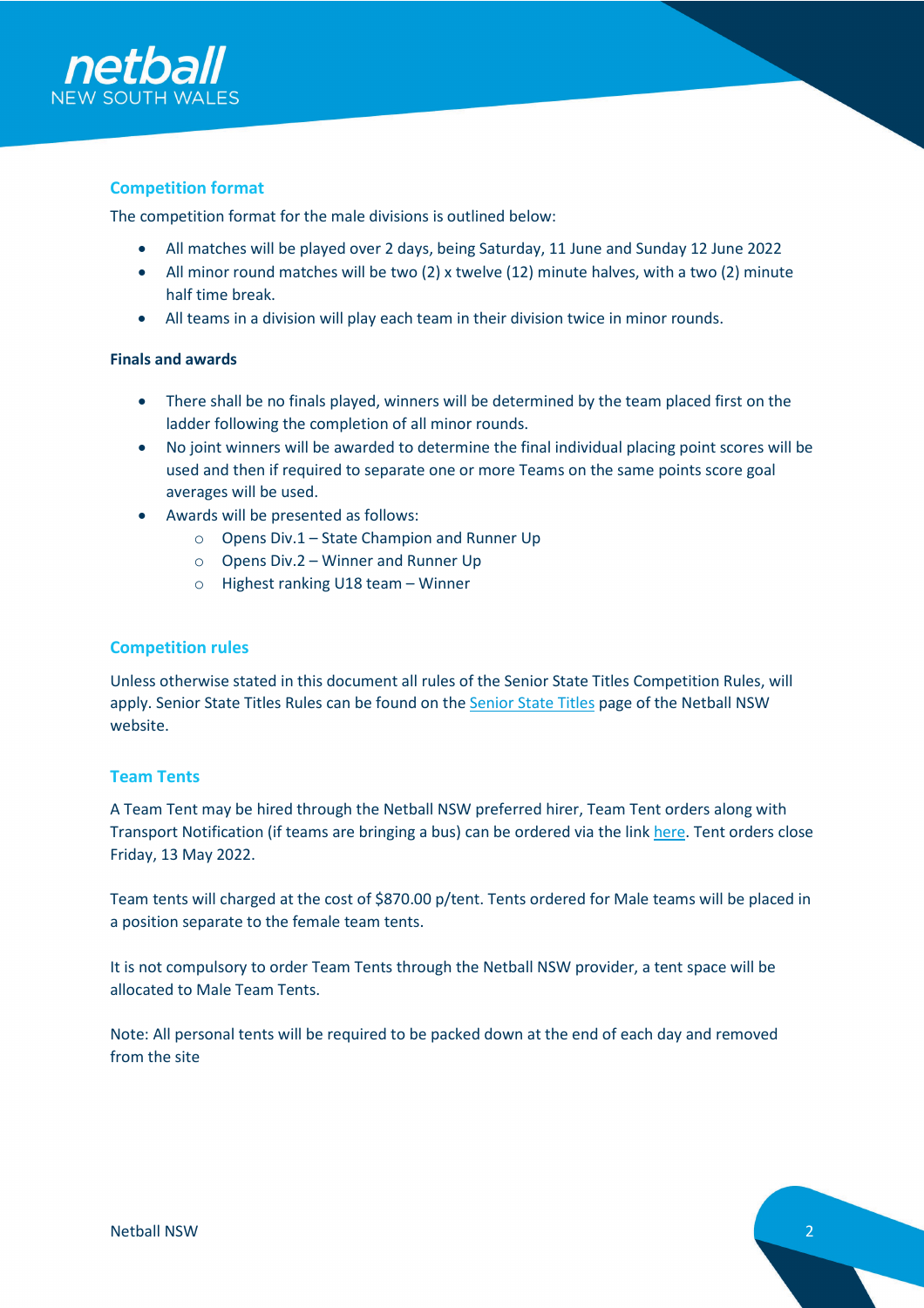## Competition format

The competition format for the male divisions is outlined below:

- All matches will be played over 2 days, being Saturday, 11 June and Sunday 12 June 2022
- All minor round matches will be two (2) x twelve (12) minute halves, with a two (2) minute half time break.
- All teams in a division will play each team in their division twice in minor rounds.

**Finals and awards**

- There shall be no finals played, winners will be determined by the team placed first on the ladder following the completion of all minor rounds.
- No joint winners will be awarded to determine the final individual placing point scores will be used and then if required to separate one or more Teams on the same points score goal averages will be used.
- Awards will be presented as follows:
  - Opens Div.1 – State Champion and Runner Up
  - Opens Div.2 – Winner and Runner Up
  - Highest ranking U18 team – Winner

## Competition rules

Unless otherwise stated in this document all rules of the Senior State Titles Competition Rules, will apply. Senior State Titles Rules can be found on the Senior State Titles page of the Netball NSW website.

## Team Tents

A Team Tent may be hired through the Netball NSW preferred hirer, Team Tent orders along with Transport Notification (if teams are bringing a bus) can be ordered via the link here. Tent orders close Friday, 13 May 2022.

Team tents will charged at the cost of $870.00 p/tent. Tents ordered for Male teams will be placed in a position separate to the female team tents.

It is not compulsory to order Team Tents through the Netball NSW provider, a tent space will be allocated to Male Team Tents.

Note: All personal tents will be required to be packed down at the end of each day and removed from the site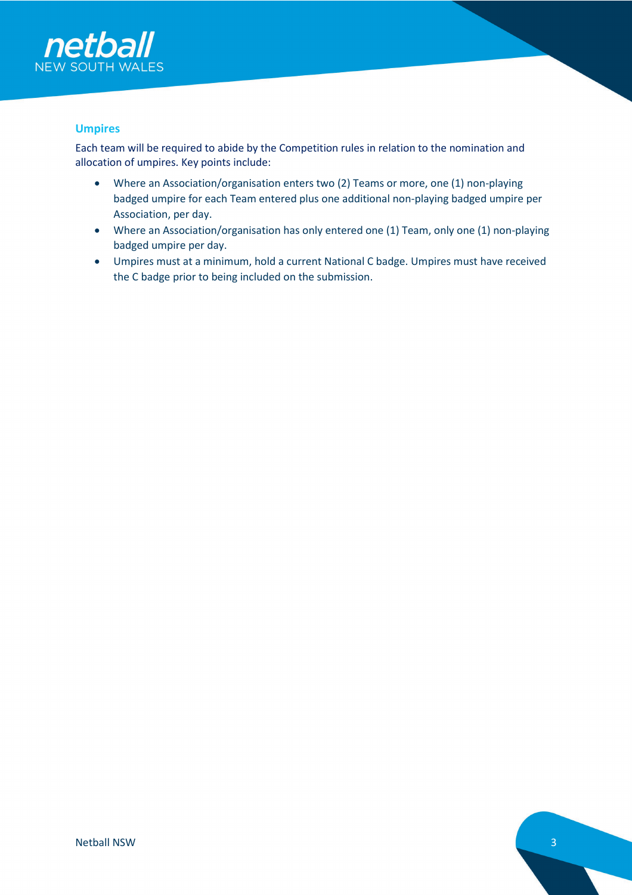## Umpires

Each team will be required to abide by the Competition rules in relation to the nomination and allocation of umpires. Key points include:

- Where an Association/organisation enters two (2) Teams or more, one (1) non-playing badged umpire for each Team entered plus one additional non-playing badged umpire per Association, per day.
- Where an Association/organisation has only entered one (1) Team, only one (1) non-playing badged umpire per day.
- Umpires must at a minimum, hold a current National C badge. Umpires must have received the C badge prior to being included on the submission.